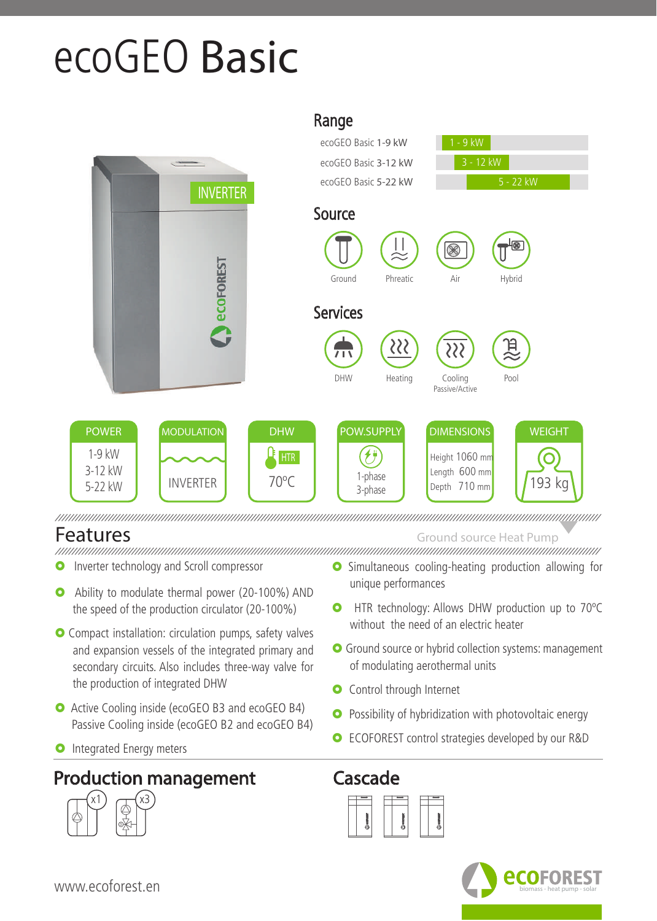# ecoGEO Basic

## Range

| Model | Range |
|---|---|
| ecoGEO Basic 1-9 kW | 1 - 9 kW |
| ecoGEO Basic 3-12 kW | 3 - 12 kW |
| ecoGEO Basic 5-22 kW | 5 - 22 kW |

## Source

Ground · Phreatic · Air · Hybrid

## Services

DHW · Heating · Cooling Passive/Active · Pool

| POWER | MODULATION | DHW | POW.SUPPLY | DIMENSIONS | WEIGHT |
|---|---|---|---|---|---|
| 1-9 kW<br>3-12 kW<br>5-22 kW | INVERTER | HTR<br>70ºC | 1-phase<br>3-phase | Height 1060 mm<br>Length 600 mm<br>Depth 710 mm | 193 kg |

## Features

Ground source Heat Pump

- Inverter technology and Scroll compressor
- Ability to modulate thermal power (20-100%) AND the speed of the production circulator (20-100%)
- Compact installation: circulation pumps, safety valves and expansion vessels of the integrated primary and secondary circuits. Also includes three-way valve for the production of integrated DHW
- Active Cooling inside (ecoGEO B3 and ecoGEO B4) Passive Cooling inside (ecoGEO B2 and ecoGEO B4)
- Integrated Energy meters
- Simultaneous cooling-heating production allowing for unique performances
- HTR technology: Allows DHW production up to 70ºC without the need of an electric heater
- Ground source or hybrid collection systems: management of modulating aerothermal units
- Control through Internet
- Possibility of hybridization with photovoltaic energy
- ECOFOREST control strategies developed by our R&D

## Production management

x1 x3

## Cascade

www.ecoforest.en

ECOFOREST biomass - heat pump - solar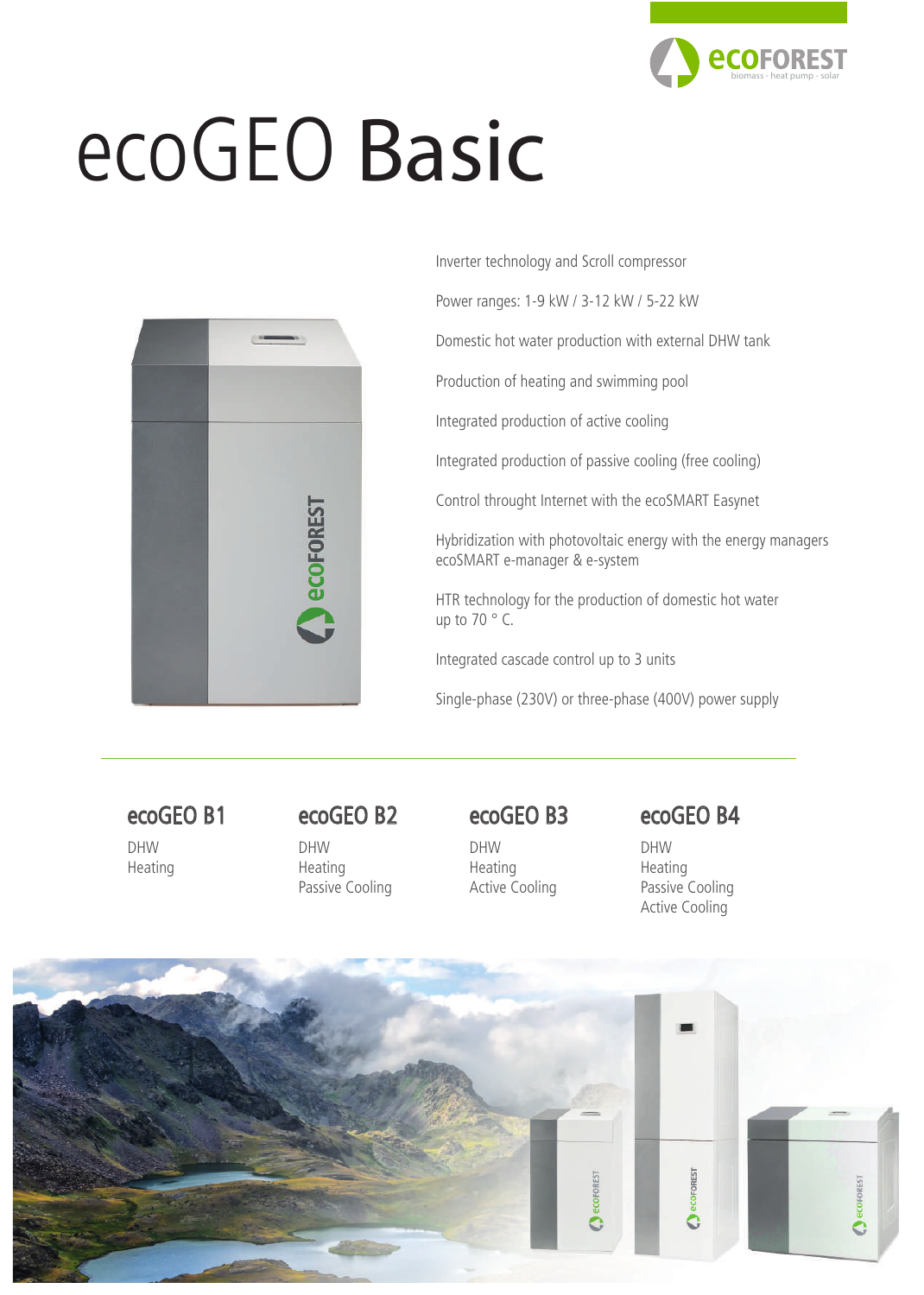# ecoGEO Basic

- Inverter technology and Scroll compressor
- Power ranges: 1-9 kW / 3-12 kW / 5-22 kW
- Domestic hot water production with external DHW tank
- Production of heating and swimming pool
- Integrated production of active cooling
- Integrated production of passive cooling (free cooling)
- Control throught Internet with the ecoSMART Easynet
- Hybridization with photovoltaic energy with the energy managers ecoSMART e-manager & e-system
- HTR technology for the production of domestic hot water up to 70 ° C.
- Integrated cascade control up to 3 units
- Single-phase (230V) or three-phase (400V) power supply

### ecoGEO B1

DHW
Heating

### ecoGEO B2

DHW
Heating
Passive Cooling

### ecoGEO B3

DHW
Heating
Active Cooling

### ecoGEO B4

DHW
Heating
Passive Cooling
Active Cooling